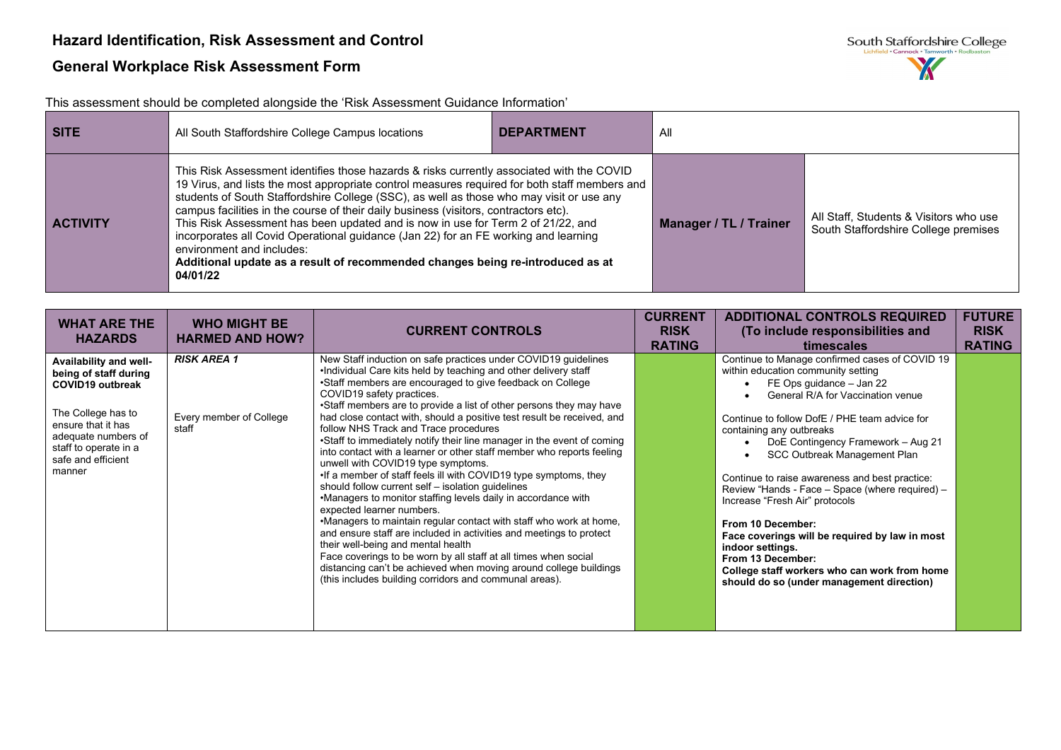# Hazard Identification, Risk Assessment and Control

## General Workplace Risk Assessment Form

This assessment should be completed alongside the 'Risk Assessment Guidance Information'

| **SITE** | All South Staffordshire College Campus locations | **DEPARTMENT** | All |
|---|---|---|---|
| **ACTIVITY** | This Risk Assessment identifies those hazards & risks currently associated with the COVID 19 Virus, and lists the most appropriate control measures required for both staff members and students of South Staffordshire College (SSC), as well as those who may visit or use any campus facilities in the course of their daily business (visitors, contractors etc). This Risk Assessment has been updated and is now in use for Term 2 of 21/22, and incorporates all Covid Operational guidance (Jan 22) for an FE working and learning environment and includes: **Additional update as a result of recommended changes being re-introduced as at 04/01/22** | **Manager / TL / Trainer** | All Staff, Students & Visitors who use South Staffordshire College premises |

| **WHAT ARE THE HAZARDS** | **WHO MIGHT BE HARMED AND HOW?** | **CURRENT CONTROLS** | **CURRENT RISK RATING** | **ADDITIONAL CONTROLS REQUIRED (To include responsibilities and timescales** | **FUTURE RISK RATING** |
|---|---|---|---|---|---|
| **Availability and well-being of staff during COVID19 outbreak**<br><br>The College has to ensure that it has adequate numbers of staff to operate in a safe and efficient manner | ***RISK AREA 1***<br><br>Every member of College staff | New Staff induction on safe practices under COVID19 guidelines<br>•Individual Care kits held by teaching and other delivery staff<br>•Staff members are encouraged to give feedback on College COVID19 safety practices.<br>•Staff members are to provide a list of other persons they may have had close contact with, should a positive test result be received, and follow NHS Track and Trace procedures<br>•Staff to immediately notify their line manager in the event of coming into contact with a learner or other staff member who reports feeling unwell with COVID19 type symptoms.<br>•If a member of staff feels ill with COVID19 type symptoms, they should follow current self – isolation guidelines<br>•Managers to monitor staffing levels daily in accordance with expected learner numbers.<br>•Managers to maintain regular contact with staff who work at home, and ensure staff are included in activities and meetings to protect their well-being and mental health<br>Face coverings to be worn by all staff at all times when social distancing can't be achieved when moving around college buildings (this includes building corridors and communal areas). | | Continue to Manage confirmed cases of COVID 19 within education community setting<br>• FE Ops guidance – Jan 22<br>• General R/A for Vaccination venue<br><br>Continue to follow DofE / PHE team advice for containing any outbreaks<br>• DoE Contingency Framework – Aug 21<br>• SCC Outbreak Management Plan<br><br>Continue to raise awareness and best practice: Review "Hands - Face – Space (where required) – Increase "Fresh Air" protocols<br><br>**From 10 December:**<br>**Face coverings will be required by law in most indoor settings.**<br>**From 13 December:**<br>**College staff workers who can work from home should do so (under management direction)** | |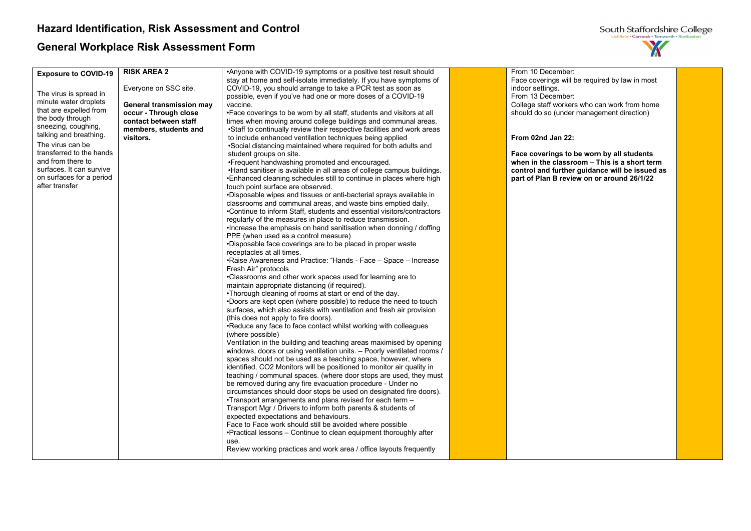# Hazard Identification, Risk Assessment and Control

## General Workplace Risk Assessment Form

| | | | | | |
|---|---|---|---|---|---|
| **Exposure to COVID-19**<br><br>The virus is spread in minute water droplets that are expelled from the body through sneezing, coughing, talking and breathing.<br>The virus can be transferred to the hands and from there to surfaces. It can survive on surfaces for a period after transfer | **RISK AREA 2**<br><br>Everyone on SSC site.<br><br>**General transmission may occur - Through close contact between staff members, students and visitors.** | •Anyone with COVID-19 symptoms or a positive test result should stay at home and self-isolate immediately. If you have symptoms of COVID-19, you should arrange to take a PCR test as soon as possible, even if you've had one or more doses of a COVID-19 vaccine.<br>•Face coverings to be worn by all staff, students and visitors at all times when moving around college buildings and communal areas.<br>•Staff to continually review their respective facilities and work areas to include enhanced ventilation techniques being applied<br>•Social distancing maintained where required for both adults and student groups on site.<br>•Frequent handwashing promoted and encouraged.<br>•Hand sanitiser is available in all areas of college campus buildings.<br>•Enhanced cleaning schedules still to continue in places where high touch point surface are observed.<br>•Disposable wipes and tissues or anti-bacterial sprays available in classrooms and communal areas, and waste bins emptied daily.<br>•Continue to inform Staff, students and essential visitors/contractors regularly of the measures in place to reduce transmission.<br>•Increase the emphasis on hand sanitisation when donning / doffing PPE (when used as a control measure)<br>•Disposable face coverings are to be placed in proper waste receptacles at all times.<br>•Raise Awareness and Practice: "Hands - Face – Space – Increase Fresh Air" protocols<br>•Classrooms and other work spaces used for learning are to maintain appropriate distancing (if required).<br>•Thorough cleaning of rooms at start or end of the day.<br>•Doors are kept open (where possible) to reduce the need to touch surfaces, which also assists with ventilation and fresh air provision (this does not apply to fire doors).<br>•Reduce any face to face contact whilst working with colleagues (where possible)<br>Ventilation in the building and teaching areas maximised by opening windows, doors or using ventilation units. – Poorly ventilated rooms / spaces should not be used as a teaching space, however, where identified, CO2 Monitors will be positioned to monitor air quality in teaching / communal spaces. (where door stops are used, they must be removed during any fire evacuation procedure - Under no circumstances should door stops be used on designated fire doors).<br>•Transport arrangements and plans revised for each term – Transport Mgr / Drivers to inform both parents & students of expected expectations and behaviours.<br>Face to Face work should still be avoided where possible<br>•Practical lessons – Continue to clean equipment thoroughly after use.<br>Review working practices and work area / office layouts frequently | | From 10 December:<br>Face coverings will be required by law in most indoor settings.<br>From 13 December:<br>College staff workers who can work from home should do so (under management direction)<br><br>**From 02nd Jan 22:**<br><br>**Face coverings to be worn by all students when in the classroom – This is a short term control and further guidance will be issued as part of Plan B review on or around 26/1/22** | |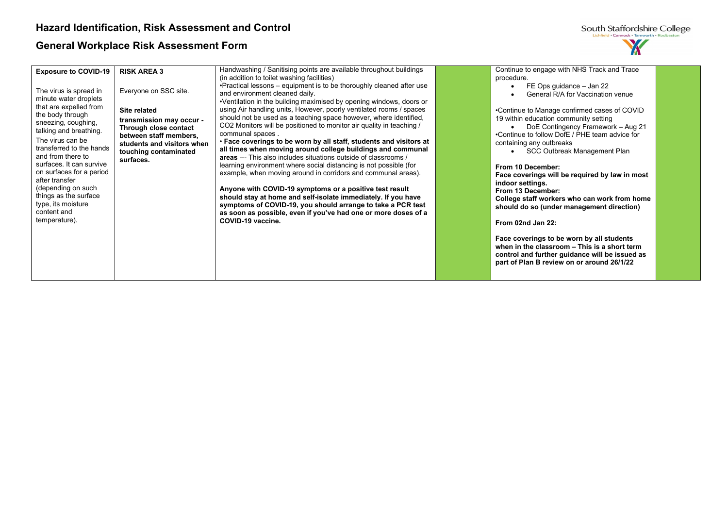# Hazard Identification, Risk Assessment and Control

## General Workplace Risk Assessment Form

| | | | | | |
|---|---|---|---|---|---|
| **Exposure to COVID-19**<br><br>The virus is spread in minute water droplets that are expelled from the body through sneezing, coughing, talking and breathing.<br>The virus can be transferred to the hands and from there to surfaces. It can survive on surfaces for a period after transfer (depending on such things as the surface type, its moisture content and temperature). | **RISK AREA 3**<br><br>Everyone on SSC site.<br><br>**Site related transmission may occur - Through close contact between staff members, students and visitors when touching contaminated surfaces.** | Handwashing / Sanitising points are available throughout buildings (in addition to toilet washing facilities)<br>•Practical lessons – equipment is to be thoroughly cleaned after use and environment cleaned daily.<br>•Ventilation in the building maximised by opening windows, doors or using Air handling units, However, poorly ventilated rooms / spaces should not be used as a teaching space however, where identified, CO2 Monitors will be positioned to monitor air quality in teaching / communal spaces .<br>• **Face coverings to be worn by all staff, students and visitors at all times when moving around college buildings and communal areas** --- This also includes situations outside of classrooms / learning environment where social distancing is not possible (for example, when moving around in corridors and communal areas).<br><br>**Anyone with COVID-19 symptoms or a positive test result should stay at home and self-isolate immediately. If you have symptoms of COVID-19, you should arrange to take a PCR test as soon as possible, even if you've had one or more doses of a COVID-19 vaccine.** | | Continue to engage with NHS Track and Trace procedure.<br>• FE Ops guidance – Jan 22<br>• General R/A for Vaccination venue<br><br>•Continue to Manage confirmed cases of COVID 19 within education community setting<br>• DoE Contingency Framework – Aug 21<br>•Continue to follow DofE / PHE team advice for containing any outbreaks<br>• SCC Outbreak Management Plan<br><br>**From 10 December:**<br>**Face coverings will be required by law in most indoor settings.**<br>**From 13 December:**<br>**College staff workers who can work from home should do so (under management direction)**<br><br>**From 02nd Jan 22:**<br><br>**Face coverings to be worn by all students when in the classroom – This is a short term control and further guidance will be issued as part of Plan B review on or around 26/1/22** | |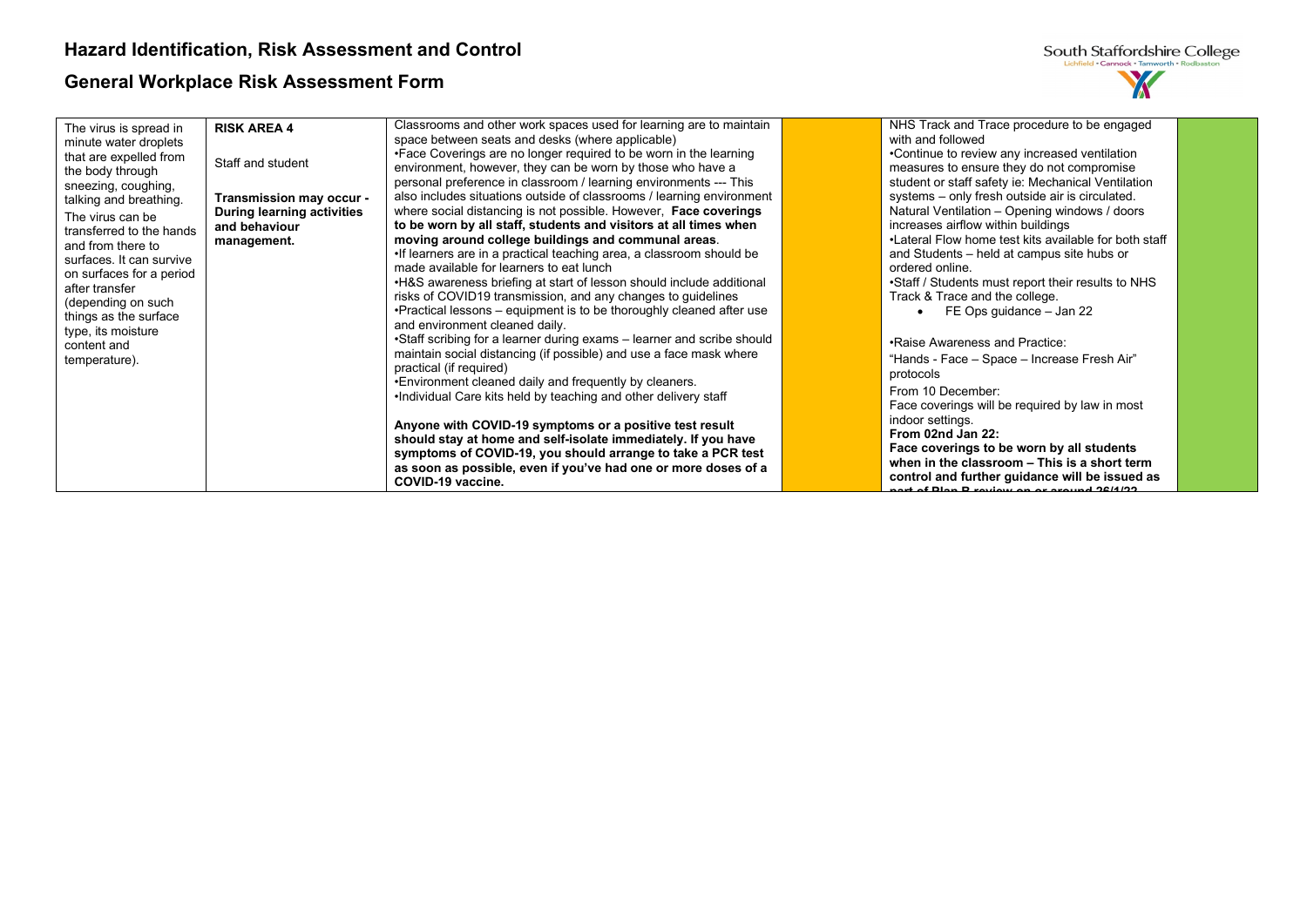# Hazard Identification, Risk Assessment and Control

## General Workplace Risk Assessment Form

| | | | | | |
|---|---|---|---|---|---|
| The virus is spread in minute water droplets that are expelled from the body through sneezing, coughing, talking and breathing.<br>The virus can be transferred to the hands and from there to surfaces. It can survive on surfaces for a period after transfer (depending on such things as the surface type, its moisture content and temperature). | **RISK AREA 4**<br><br>Staff and student<br><br>**Transmission may occur - During learning activities and behaviour management.** | Classrooms and other work spaces used for learning are to maintain space between seats and desks (where applicable)<br>•Face Coverings are no longer required to be worn in the learning environment, however, they can be worn by those who have a personal preference in classroom / learning environments --- This also includes situations outside of classrooms / learning environment where social distancing is not possible. However, **Face coverings to be worn by all staff, students and visitors at all times when moving around college buildings and communal areas**.<br>•If learners are in a practical teaching area, a classroom should be made available for learners to eat lunch<br>•H&S awareness briefing at start of lesson should include additional risks of COVID19 transmission, and any changes to guidelines<br>•Practical lessons – equipment is to be thoroughly cleaned after use and environment cleaned daily.<br>•Staff scribing for a learner during exams – learner and scribe should maintain social distancing (if possible) and use a face mask where practical (if required)<br>•Environment cleaned daily and frequently by cleaners.<br>•Individual Care kits held by teaching and other delivery staff<br><br>**Anyone with COVID-19 symptoms or a positive test result should stay at home and self-isolate immediately. If you have symptoms of COVID-19, you should arrange to take a PCR test as soon as possible, even if you've had one or more doses of a COVID-19 vaccine.** | | NHS Track and Trace procedure to be engaged with and followed<br>•Continue to review any increased ventilation measures to ensure they do not compromise student or staff safety ie: Mechanical Ventilation systems – only fresh outside air is circulated. Natural Ventilation – Opening windows / doors increases airflow within buildings<br>•Lateral Flow home test kits available for both staff and Students – held at campus site hubs or ordered online.<br>•Staff / Students must report their results to NHS Track & Trace and the college.<br>• FE Ops guidance – Jan 22<br><br>•Raise Awareness and Practice:<br>"Hands - Face – Space – Increase Fresh Air" protocols<br>From 10 December:<br>Face coverings will be required by law in most indoor settings.<br>**From 02nd Jan 22:**<br>**Face coverings to be worn by all students when in the classroom – This is a short term control and further guidance will be issued as part of Plan B review on or around 26/1/22** | |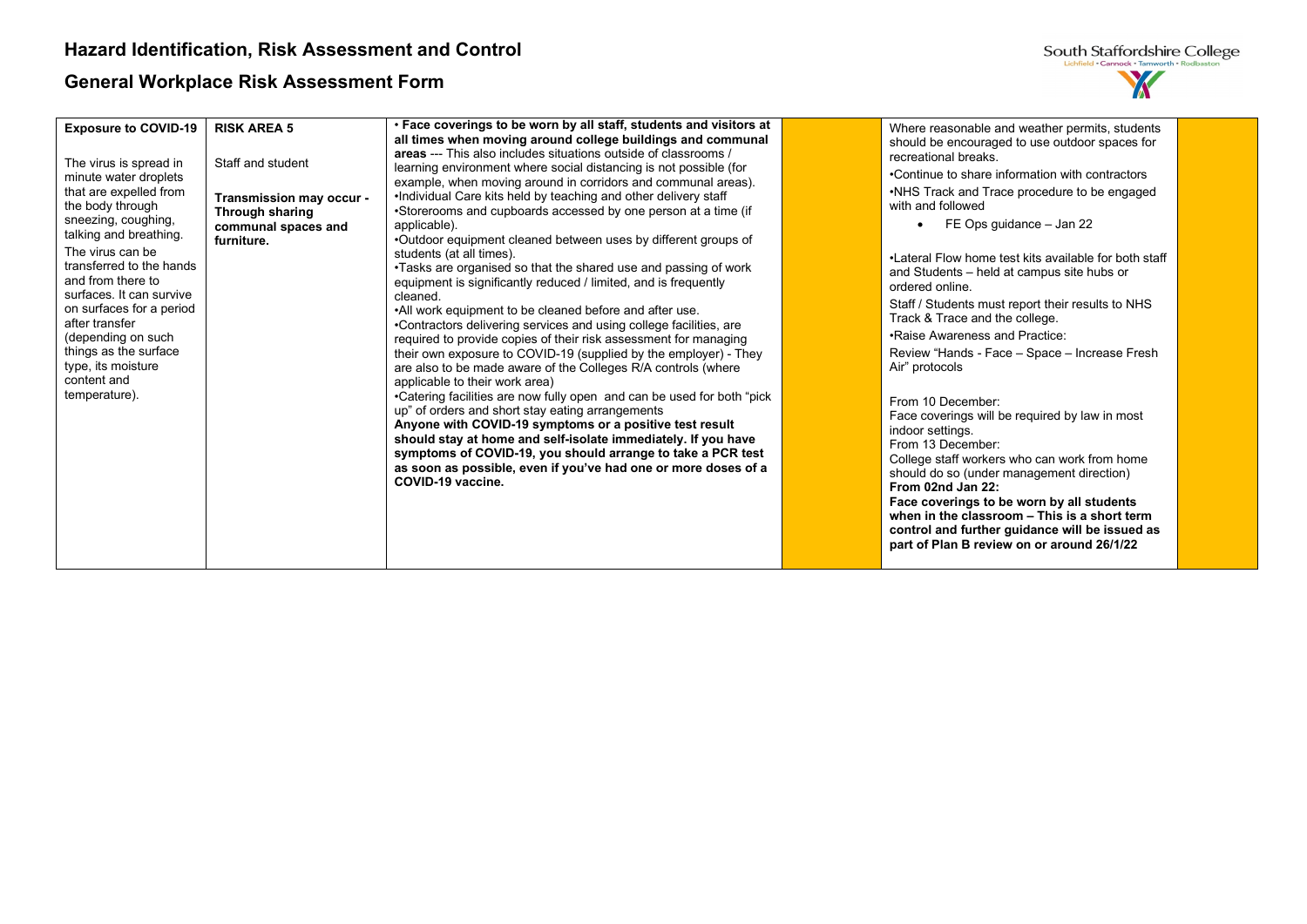# Hazard Identification, Risk Assessment and Control

## General Workplace Risk Assessment Form

| | | | | | |
|---|---|---|---|---|---|
| **Exposure to COVID-19**<br><br>The virus is spread in minute water droplets that are expelled from the body through sneezing, coughing, talking and breathing.<br>The virus can be transferred to the hands and from there to surfaces. It can survive on surfaces for a period after transfer (depending on such things as the surface type, its moisture content and temperature). | **RISK AREA 5**<br><br>Staff and student<br><br>**Transmission may occur - Through sharing communal spaces and furniture.** | • **Face coverings to be worn by all staff, students and visitors at all times when moving around college buildings and communal areas** --- This also includes situations outside of classrooms / learning environment where social distancing is not possible (for example, when moving around in corridors and communal areas).<br>•Individual Care kits held by teaching and other delivery staff<br>•Storerooms and cupboards accessed by one person at a time (if applicable).<br>•Outdoor equipment cleaned between uses by different groups of students (at all times).<br>•Tasks are organised so that the shared use and passing of work equipment is significantly reduced / limited, and is frequently cleaned.<br>•All work equipment to be cleaned before and after use.<br>•Contractors delivering services and using college facilities, are required to provide copies of their risk assessment for managing their own exposure to COVID-19 (supplied by the employer) - They are also to be made aware of the Colleges R/A controls (where applicable to their work area)<br>•Catering facilities are now fully open and can be used for both "pick up" of orders and short stay eating arrangements<br>**Anyone with COVID-19 symptoms or a positive test result should stay at home and self-isolate immediately. If you have symptoms of COVID-19, you should arrange to take a PCR test as soon as possible, even if you've had one or more doses of a COVID-19 vaccine.** | | Where reasonable and weather permits, students should be encouraged to use outdoor spaces for recreational breaks.<br>•Continue to share information with contractors<br>•NHS Track and Trace procedure to be engaged with and followed<br>• FE Ops guidance – Jan 22<br><br>•Lateral Flow home test kits available for both staff and Students – held at campus site hubs or ordered online.<br>Staff / Students must report their results to NHS Track & Trace and the college.<br>•Raise Awareness and Practice:<br>Review "Hands - Face – Space – Increase Fresh Air" protocols<br><br>From 10 December:<br>Face coverings will be required by law in most indoor settings.<br>From 13 December:<br>College staff workers who can work from home should do so (under management direction)<br>**From 02nd Jan 22:**<br>**Face coverings to be worn by all students when in the classroom – This is a short term control and further guidance will be issued as part of Plan B review on or around 26/1/22** | |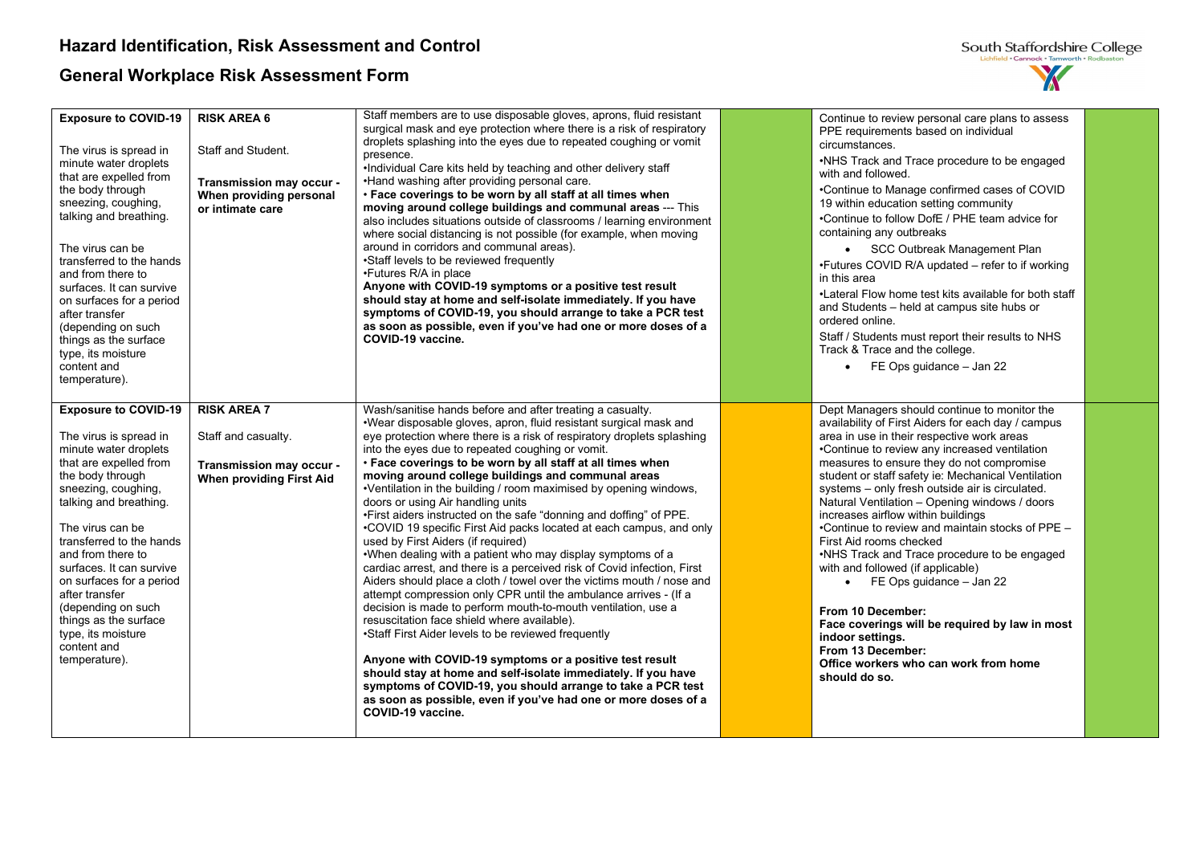# Hazard Identification, Risk Assessment and Control

## General Workplace Risk Assessment Form

| | | | | | |
|---|---|---|---|---|---|
| **Exposure to COVID-19**<br><br>The virus is spread in minute water droplets that are expelled from the body through sneezing, coughing, talking and breathing.<br><br>The virus can be transferred to the hands and from there to surfaces. It can survive on surfaces for a period after transfer (depending on such things as the surface type, its moisture content and temperature). | **RISK AREA 6**<br><br>Staff and Student.<br><br>**Transmission may occur - When providing personal or intimate care** | Staff members are to use disposable gloves, aprons, fluid resistant surgical mask and eye protection where there is a risk of respiratory droplets splashing into the eyes due to repeated coughing or vomit presence.<br>•Individual Care kits held by teaching and other delivery staff<br>•Hand washing after providing personal care.<br>• **Face coverings to be worn by all staff at all times when moving around college buildings and communal areas** --- This also includes situations outside of classrooms / learning environment where social distancing is not possible (for example, when moving around in corridors and communal areas).<br>•Staff levels to be reviewed frequently<br>•Futures R/A in place<br>**Anyone with COVID-19 symptoms or a positive test result should stay at home and self-isolate immediately. If you have symptoms of COVID-19, you should arrange to take a PCR test as soon as possible, even if you've had one or more doses of a COVID-19 vaccine.** | | Continue to review personal care plans to assess PPE requirements based on individual circumstances.<br>•NHS Track and Trace procedure to be engaged with and followed.<br>•Continue to Manage confirmed cases of COVID 19 within education setting community<br>•Continue to follow DofE / PHE team advice for containing any outbreaks<br>• SCC Outbreak Management Plan<br>•Futures COVID R/A updated – refer to if working in this area<br>•Lateral Flow home test kits available for both staff and Students – held at campus site hubs or ordered online.<br>Staff / Students must report their results to NHS Track & Trace and the college.<br>• FE Ops guidance – Jan 22 | |
| **Exposure to COVID-19**<br><br>The virus is spread in minute water droplets that are expelled from the body through sneezing, coughing, talking and breathing.<br><br>The virus can be transferred to the hands and from there to surfaces. It can survive on surfaces for a period after transfer (depending on such things as the surface type, its moisture content and temperature). | **RISK AREA 7**<br><br>Staff and casualty.<br><br>**Transmission may occur - When providing First Aid** | Wash/sanitise hands before and after treating a casualty.<br>•Wear disposable gloves, apron, fluid resistant surgical mask and eye protection where there is a risk of respiratory droplets splashing into the eyes due to repeated coughing or vomit.<br>• **Face coverings to be worn by all staff at all times when moving around college buildings and communal areas**<br>•Ventilation in the building / room maximised by opening windows, doors or using Air handling units<br>•First aiders instructed on the safe "donning and doffing" of PPE.<br>•COVID 19 specific First Aid packs located at each campus, and only used by First Aiders (if required)<br>•When dealing with a patient who may display symptoms of a cardiac arrest, and there is a perceived risk of Covid infection, First Aiders should place a cloth / towel over the victims mouth / nose and attempt compression only CPR until the ambulance arrives - (If a decision is made to perform mouth-to-mouth ventilation, use a resuscitation face shield where available).<br>•Staff First Aider levels to be reviewed frequently<br><br>**Anyone with COVID-19 symptoms or a positive test result should stay at home and self-isolate immediately. If you have symptoms of COVID-19, you should arrange to take a PCR test as soon as possible, even if you've had one or more doses of a COVID-19 vaccine.** | | Dept Managers should continue to monitor the availability of First Aiders for each day / campus area in use in their respective work areas<br>•Continue to review any increased ventilation measures to ensure they do not compromise student or staff safety ie: Mechanical Ventilation systems – only fresh outside air is circulated. Natural Ventilation – Opening windows / doors increases airflow within buildings<br>•Continue to review and maintain stocks of PPE – First Aid rooms checked<br>•NHS Track and Trace procedure to be engaged with and followed (if applicable)<br>• FE Ops guidance – Jan 22<br><br>**From 10 December:**<br>**Face coverings will be required by law in most indoor settings.**<br>**From 13 December:**<br>**Office workers who can work from home should do so.** | |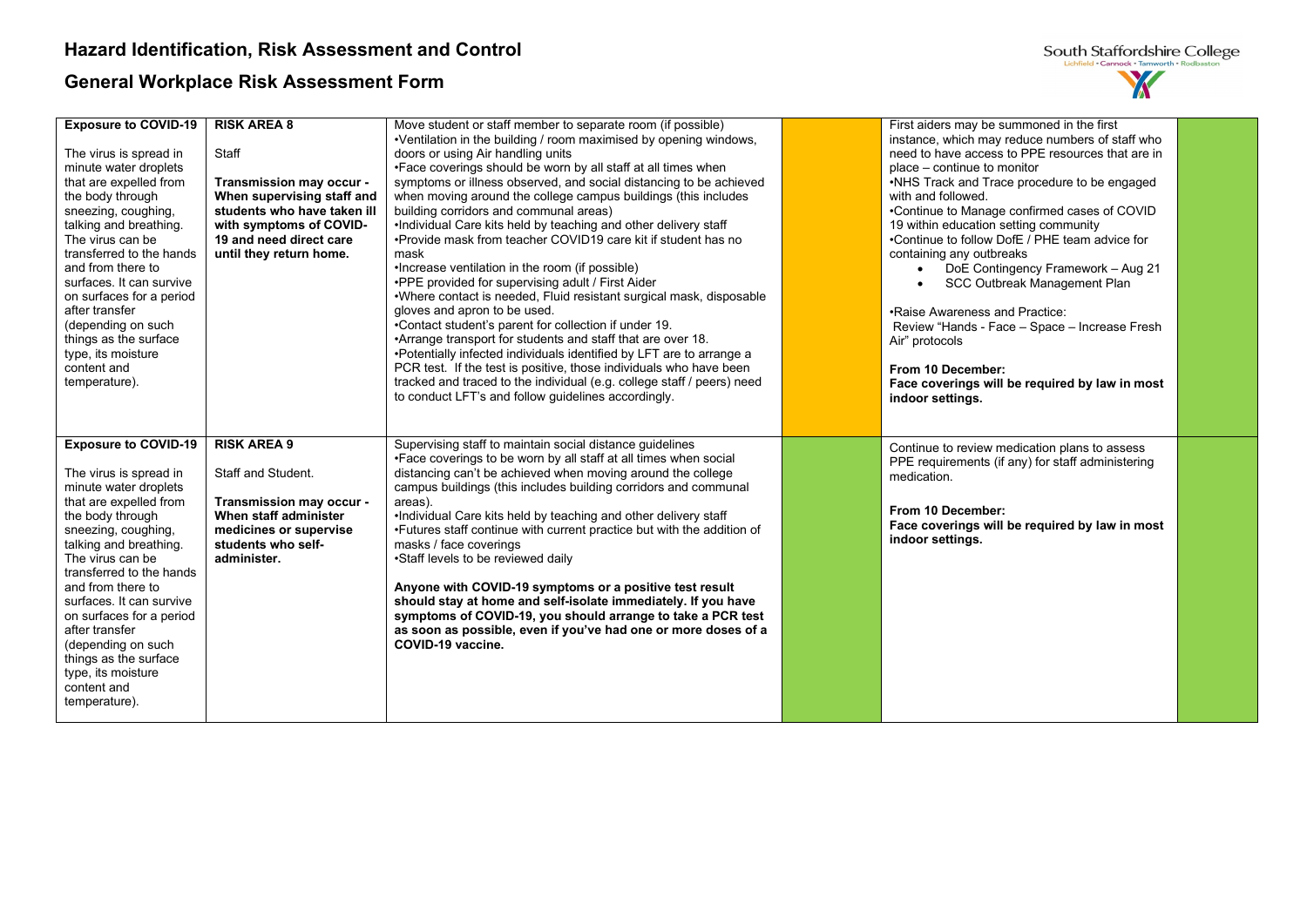# Hazard Identification, Risk Assessment and Control

## General Workplace Risk Assessment Form

| | | | | | |
|---|---|---|---|---|---|
| **Exposure to COVID-19**<br><br>The virus is spread in minute water droplets that are expelled from the body through sneezing, coughing, talking and breathing. The virus can be transferred to the hands and from there to surfaces. It can survive on surfaces for a period after transfer (depending on such things as the surface type, its moisture content and temperature). | **RISK AREA 8**<br><br>Staff<br><br>**Transmission may occur - When supervising staff and students who have taken ill with symptoms of COVID-19 and need direct care until they return home.** | Move student or staff member to separate room (if possible)<br>•Ventilation in the building / room maximised by opening windows, doors or using Air handling units<br>•Face coverings should be worn by all staff at all times when symptoms or illness observed, and social distancing to be achieved when moving around the college campus buildings (this includes building corridors and communal areas)<br>•Individual Care kits held by teaching and other delivery staff<br>•Provide mask from teacher COVID19 care kit if student has no mask<br>•Increase ventilation in the room (if possible)<br>•PPE provided for supervising adult / First Aider<br>•Where contact is needed, Fluid resistant surgical mask, disposable gloves and apron to be used.<br>•Contact student's parent for collection if under 19.<br>•Arrange transport for students and staff that are over 18.<br>•Potentially infected individuals identified by LFT are to arrange a PCR test. If the test is positive, those individuals who have been tracked and traced to the individual (e.g. college staff / peers) need to conduct LFT's and follow guidelines accordingly. | | First aiders may be summoned in the first instance, which may reduce numbers of staff who need to have access to PPE resources that are in place – continue to monitor<br>•NHS Track and Trace procedure to be engaged with and followed.<br>•Continue to Manage confirmed cases of COVID 19 within education setting community<br>•Continue to follow DofE / PHE team advice for containing any outbreaks<br>• DoE Contingency Framework – Aug 21<br>• SCC Outbreak Management Plan<br><br>•Raise Awareness and Practice:<br>Review "Hands - Face – Space – Increase Fresh Air" protocols<br><br>**From 10 December:**<br>**Face coverings will be required by law in most indoor settings.** | |
| **Exposure to COVID-19**<br><br>The virus is spread in minute water droplets that are expelled from the body through sneezing, coughing, talking and breathing. The virus can be transferred to the hands and from there to surfaces. It can survive on surfaces for a period after transfer (depending on such things as the surface type, its moisture content and temperature). | **RISK AREA 9**<br><br>Staff and Student.<br><br>**Transmission may occur - When staff administer medicines or supervise students who self-administer.** | Supervising staff to maintain social distance guidelines<br>•Face coverings to be worn by all staff at all times when social distancing can't be achieved when moving around the college campus buildings (this includes building corridors and communal areas).<br>•Individual Care kits held by teaching and other delivery staff<br>•Futures staff continue with current practice but with the addition of masks / face coverings<br>•Staff levels to be reviewed daily<br><br>**Anyone with COVID-19 symptoms or a positive test result should stay at home and self-isolate immediately. If you have symptoms of COVID-19, you should arrange to take a PCR test as soon as possible, even if you've had one or more doses of a COVID-19 vaccine.** | | Continue to review medication plans to assess PPE requirements (if any) for staff administering medication.<br><br>**From 10 December:**<br>**Face coverings will be required by law in most indoor settings.** | |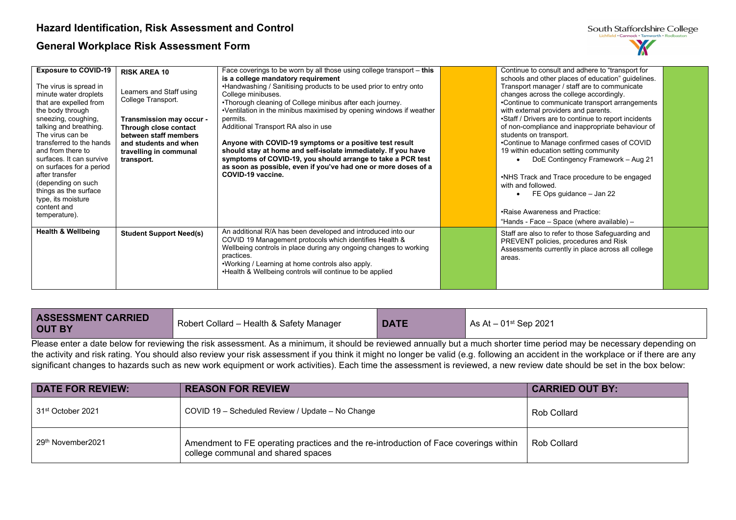# Hazard Identification, Risk Assessment and Control

## General Workplace Risk Assessment Form

| | | | | | |
|---|---|---|---|---|---|
| **Exposure to COVID-19**<br><br>The virus is spread in minute water droplets that are expelled from the body through sneezing, coughing, talking and breathing. The virus can be transferred to the hands and from there to surfaces. It can survive on surfaces for a period after transfer (depending on such things as the surface type, its moisture content and temperature). | **RISK AREA 10**<br><br>Learners and Staff using College Transport.<br><br>**Transmission may occur - Through close contact between staff members and students and when travelling in communal transport.** | Face coverings to be worn by all those using college transport – **this is a college mandatory requirement**<br>•Handwashing / Sanitising products to be used prior to entry onto College minibuses.<br>•Thorough cleaning of College minibus after each journey.<br>•Ventilation in the minibus maximised by opening windows if weather permits.<br>Additional Transport RA also in use<br><br>**Anyone with COVID-19 symptoms or a positive test result should stay at home and self-isolate immediately. If you have symptoms of COVID-19, you should arrange to take a PCR test as soon as possible, even if you've had one or more doses of a COVID-19 vaccine.** | | Continue to consult and adhere to "transport for schools and other places of education" guidelines. Transport manager / staff are to communicate changes across the college accordingly.<br>•Continue to communicate transport arrangements with external providers and parents.<br>•Staff / Drivers are to continue to report incidents of non-compliance and inappropriate behaviour of students on transport.<br>•Continue to Manage confirmed cases of COVID 19 within education setting community<br>• DoE Contingency Framework – Aug 21<br><br>•NHS Track and Trace procedure to be engaged with and followed.<br>• FE Ops guidance – Jan 22<br><br>•Raise Awareness and Practice:<br>"Hands - Face – Space (where available) – | |
| **Health & Wellbeing** | **Student Support Need(s)** | An additional R/A has been developed and introduced into our COVID 19 Management protocols which identifies Health & Wellbeing controls in place during any ongoing changes to working practices.<br>•Working / Learning at home controls also apply.<br>•Health & Wellbeing controls will continue to be applied | | Staff are also to refer to those Safeguarding and PREVENT policies, procedures and Risk Assessments currently in place across all college areas. | |

| **ASSESSMENT CARRIED OUT BY** | Robert Collard – Health & Safety Manager | **DATE** | As At – 01st Sep 2021 |
|---|---|---|---|

Please enter a date below for reviewing the risk assessment. As a minimum, it should be reviewed annually but a much shorter time period may be necessary depending on the activity and risk rating. You should also review your risk assessment if you think it might no longer be valid (e.g. following an accident in the workplace or if there are any significant changes to hazards such as new work equipment or work activities). Each time the assessment is reviewed, a new review date should be set in the box below:

| **DATE FOR REVIEW:** | **REASON FOR REVIEW** | **CARRIED OUT BY:** |
|---|---|---|
| 31st October 2021 | COVID 19 – Scheduled Review / Update – No Change | Rob Collard |
| 29th November2021 | Amendment to FE operating practices and the re-introduction of Face coverings within college communal and shared spaces | Rob Collard |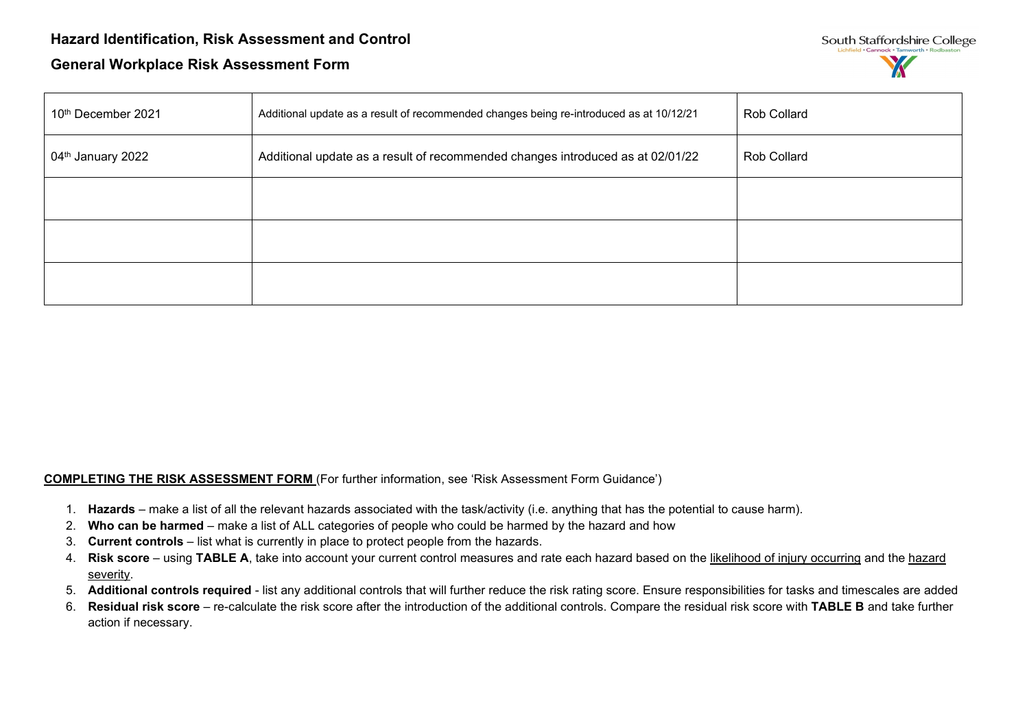# Hazard Identification, Risk Assessment and Control

## General Workplace Risk Assessment Form

| | | |
|---|---|---|
| 10th December 2021 | Additional update as a result of recommended changes being re-introduced as at 10/12/21 | Rob Collard |
| 04th January 2022 | Additional update as a result of recommended changes introduced as at 02/01/22 | Rob Collard |
| | | |
| | | |
| | | |

**COMPLETING THE RISK ASSESSMENT FORM** (For further information, see 'Risk Assessment Form Guidance')

1. **Hazards** – make a list of all the relevant hazards associated with the task/activity (i.e. anything that has the potential to cause harm).
2. **Who can be harmed** – make a list of ALL categories of people who could be harmed by the hazard and how
3. **Current controls** – list what is currently in place to protect people from the hazards.
4. **Risk score** – using **TABLE A**, take into account your current control measures and rate each hazard based on the likelihood of injury occurring and the hazard severity.
5. **Additional controls required** - list any additional controls that will further reduce the risk rating score. Ensure responsibilities for tasks and timescales are added
6. **Residual risk score** – re-calculate the risk score after the introduction of the additional controls. Compare the residual risk score with **TABLE B** and take further action if necessary.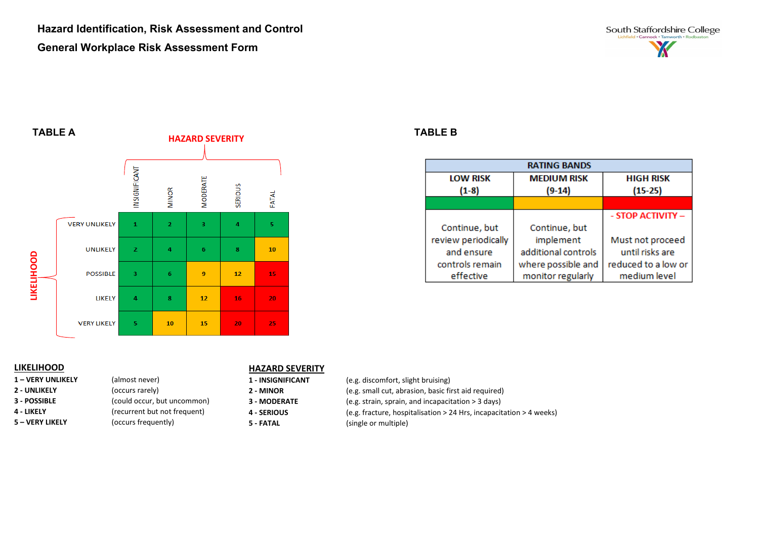# Hazard Identification, Risk Assessment and Control

## General Workplace Risk Assessment Form

South Staffordshire College
Lichfield • Cannock • Tamworth • Rodbaston

### TABLE A

HAZARD SEVERITY

| LIKELIHOOD | INSIGNIFICANT | MINOR | MODERATE | SERIOUS | FATAL |
|---|---|---|---|---|---|
| VERY UNLIKELY | 1 | 2 | 3 | 4 | 5 |
| UNLIKELY | 2 | 4 | 6 | 8 | 10 |
| POSSIBLE | 3 | 6 | 9 | 12 | 15 |
| LIKELY | 4 | 8 | 12 | 16 | 20 |
| VERY LIKELY | 5 | 10 | 15 | 20 | 25 |

### TABLE B

| RATING BANDS | | |
|---|---|---|
| LOW RISK (1-8) | MEDIUM RISK (9-14) | HIGH RISK (15-25) |
| Continue, but review periodically and ensure controls remain effective | Continue, but implement additional controls where possible and monitor regularly | - STOP ACTIVITY – Must not proceed until risks are reduced to a low or medium level |

**LIKELIHOOD**

| | |
|---|---|
| **1 – VERY UNLIKELY** | (almost never) |
| **2 - UNLIKELY** | (occurs rarely) |
| **3 - POSSIBLE** | (could occur, but uncommon) |
| **4 - LIKELY** | (recurrent but not frequent) |
| **5 – VERY LIKELY** | (occurs frequently) |

**HAZARD SEVERITY**

| | |
|---|---|
| **1 - INSIGNIFICANT** | (e.g. discomfort, slight bruising) |
| **2 - MINOR** | (e.g. small cut, abrasion, basic first aid required) |
| **3 - MODERATE** | (e.g. strain, sprain, and incapacitation > 3 days) |
| **4 - SERIOUS** | (e.g. fracture, hospitalisation > 24 Hrs, incapacitation > 4 weeks) |
| **5 - FATAL** | (single or multiple) |